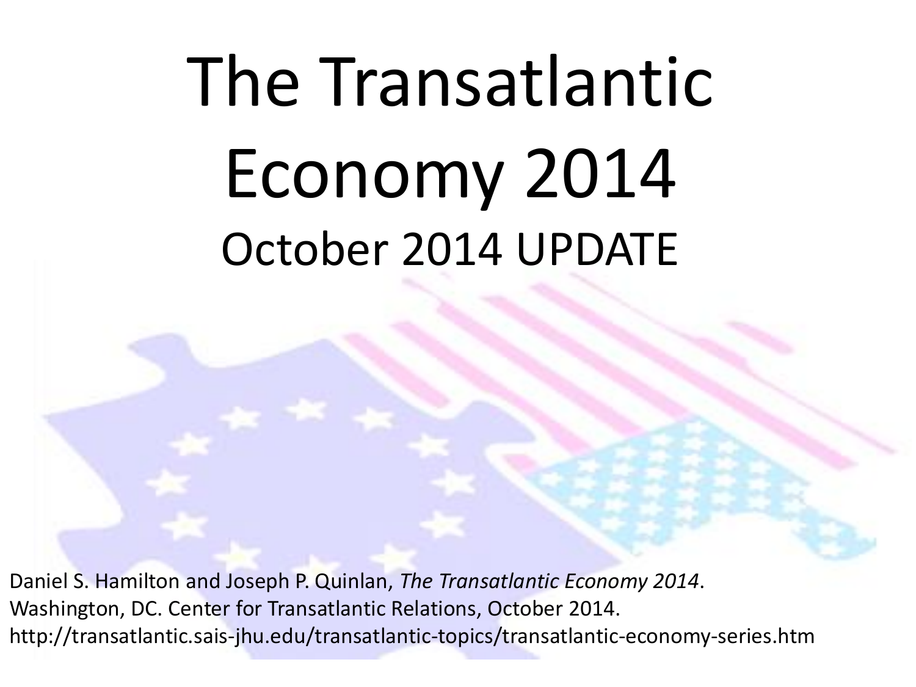# The Transatlantic Economy 2014

## October 2014 UPDATE

Daniel S. Hamilton and Joseph P. Quinlan, *The Transatlantic Economy 2014*. Washington, DC. Center for Transatlantic Relations, October 2014. http://transatlantic.sais-jhu.edu/transatlantic-topics/transatlantic-economy-series.htm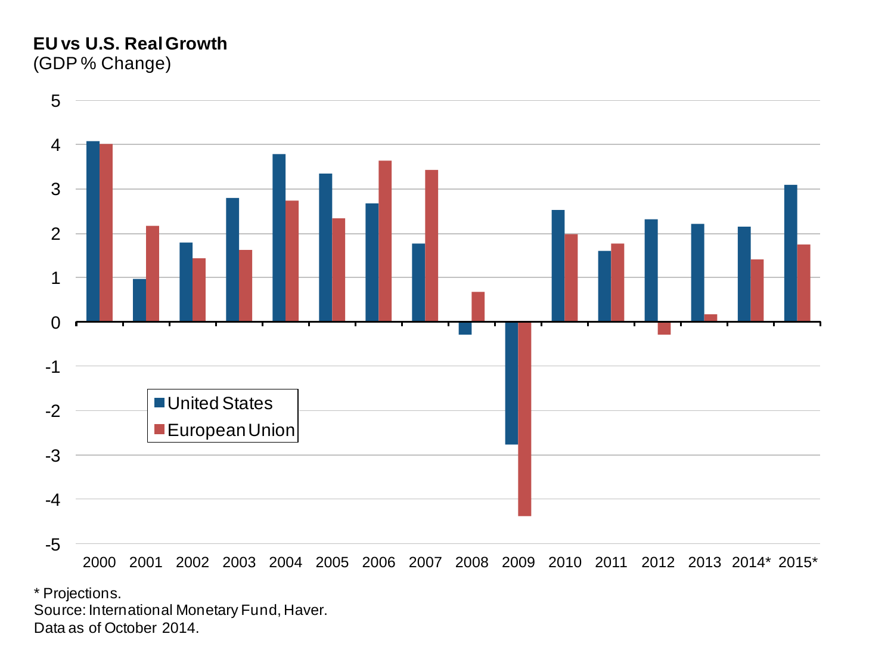**EU vs U.S. Real Growth**
(GDP % Change)

\* Projections.
Source: International Monetary Fund, Haver.
Data as of October 2014.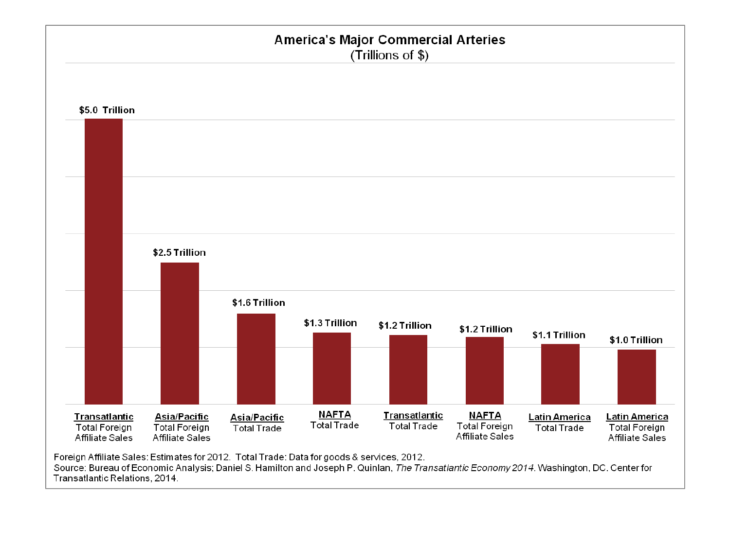# America's Major Commercial Arteries
(Trillions of $)

| Category | Value |
| --- | --- |
| **Transatlantic** Total Foreign Affiliate Sales | $5.0 Trillion |
| **Asia/Pacific** Total Foreign Affiliate Sales | $2.5 Trillion |
| **Asia/Pacific** Total Trade | $1.6 Trillion |
| **NAFTA** Total Trade | $1.3 Trillion |
| **Transatlantic** Total Trade | $1.2 Trillion |
| **NAFTA** Total Foreign Affiliate Sales | $1.2 Trillion |
| **Latin America** Total Trade | $1.1 Trillion |
| **Latin America** Total Foreign Affiliate Sales | $1.0 Trillion |

Foreign Affiliate Sales: Estimates for 2012. Total Trade: Data for goods & services, 2012.
Source: Bureau of Economic Analysis; Daniel S. Hamilton and Joseph P. Quinlan, *The Transatlantic Economy 2014*. Washington, DC. Center for Transatlantic Relations, 2014.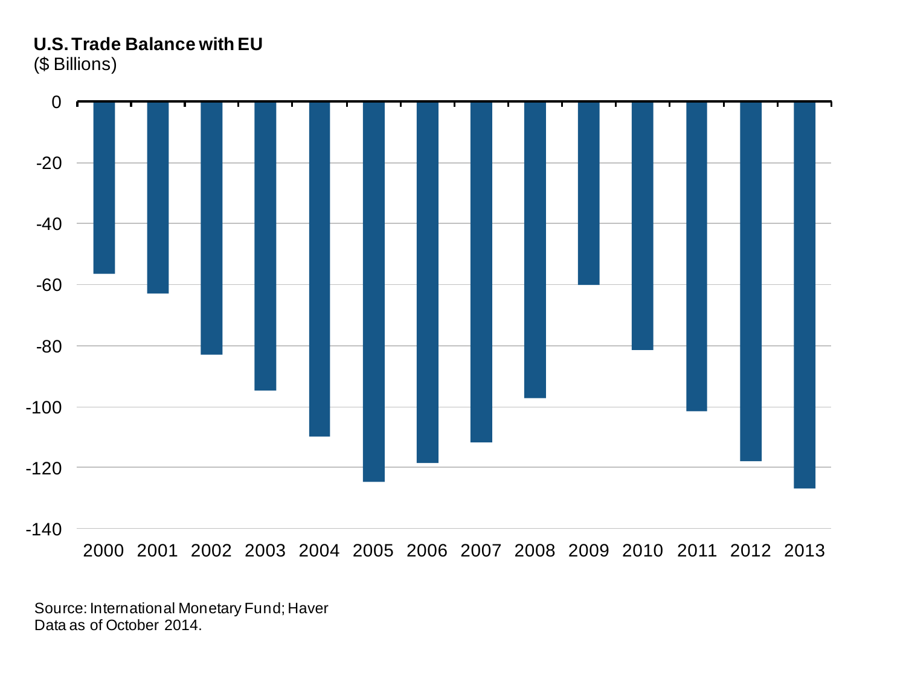**U.S. Trade Balance with EU**
($ Billions)

| Year | Value |
|---|---|
| 2000 | -56 |
| 2001 | -63 |
| 2002 | -83 |
| 2003 | -95 |
| 2004 | -110 |
| 2005 | -125 |
| 2006 | -119 |
| 2007 | -112 |
| 2008 | -97 |
| 2009 | -60 |
| 2010 | -81 |
| 2011 | -101 |
| 2012 | -118 |
| 2013 | -127 |

Source: International Monetary Fund; Haver
Data as of October 2014.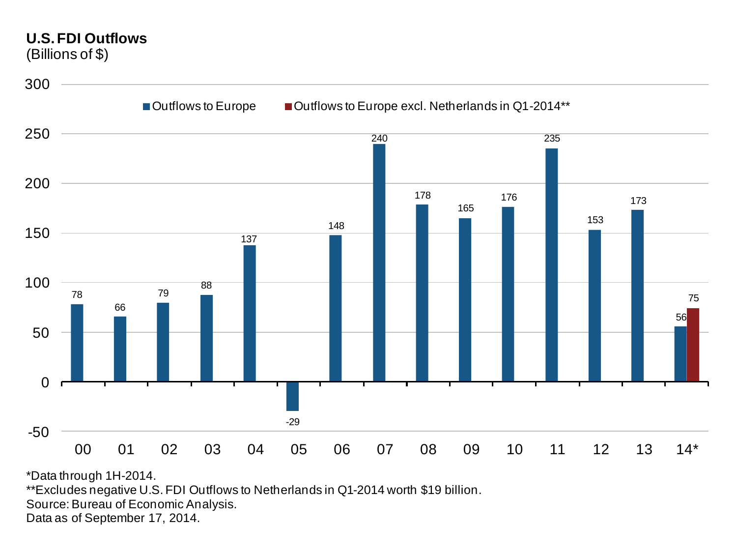**U.S. FDI Outflows**
(Billions of $)

| Year | Outflows to Europe | Outflows to Europe excl. Netherlands in Q1-2014** |
|---|---|---|
| 00 | 78 | |
| 01 | 66 | |
| 02 | 79 | |
| 03 | 88 | |
| 04 | 137 | |
| 05 | -29 | |
| 06 | 148 | |
| 07 | 240 | |
| 08 | 178 | |
| 09 | 165 | |
| 10 | 176 | |
| 11 | 235 | |
| 12 | 153 | |
| 13 | 173 | |
| 14* | 56 | 75 |

*Data through 1H-2014.
**Excludes negative U.S. FDI Outflows to Netherlands in Q1-2014 worth $19 billion.
Source: Bureau of Economic Analysis.
Data as of September 17, 2014.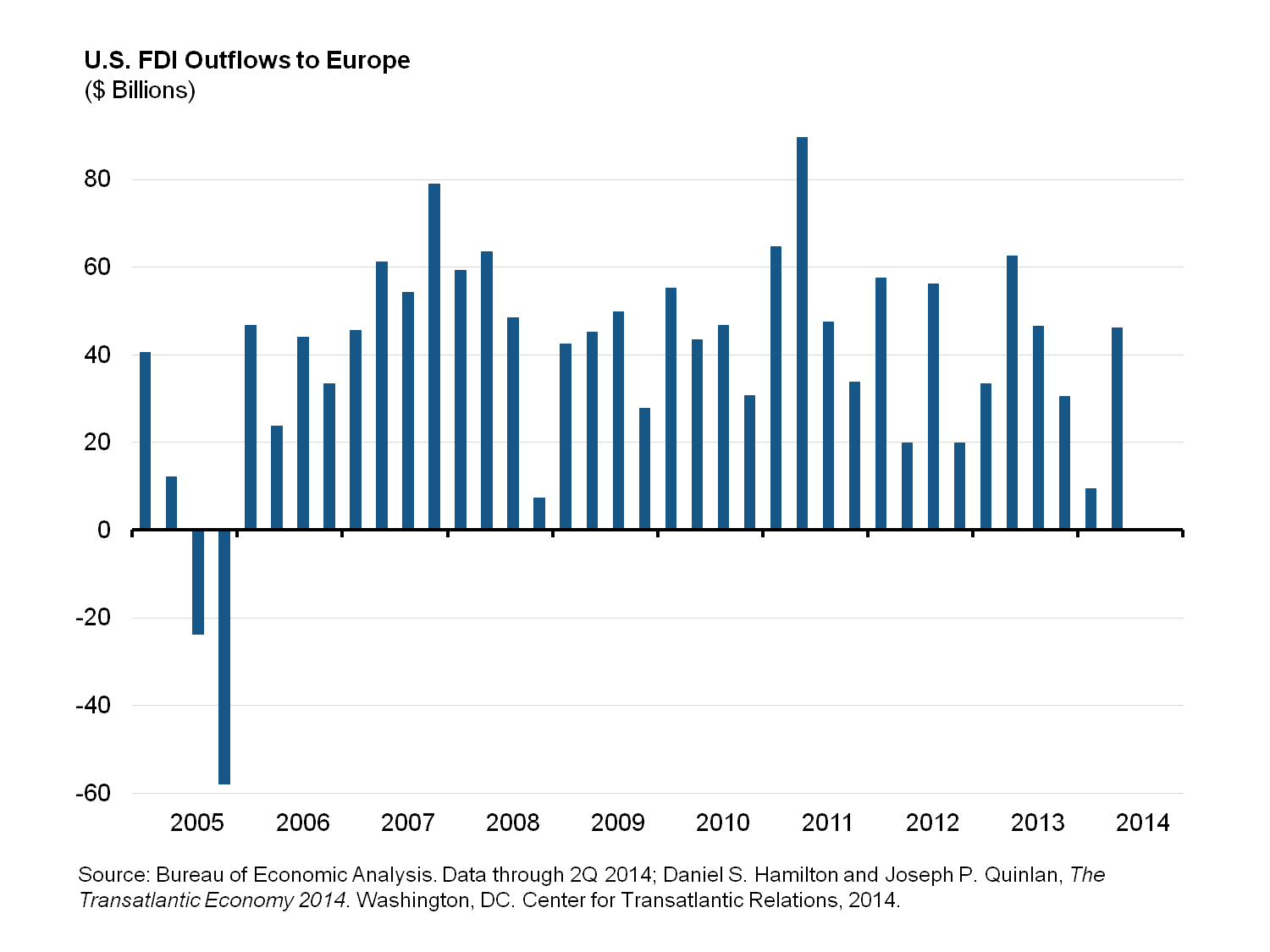**U.S. FDI Outflows to Europe**

($ Billions)

Source: Bureau of Economic Analysis. Data through 2Q 2014; Daniel S. Hamilton and Joseph P. Quinlan, *The Transatlantic Economy 2014*. Washington, DC. Center for Transatlantic Relations, 2014.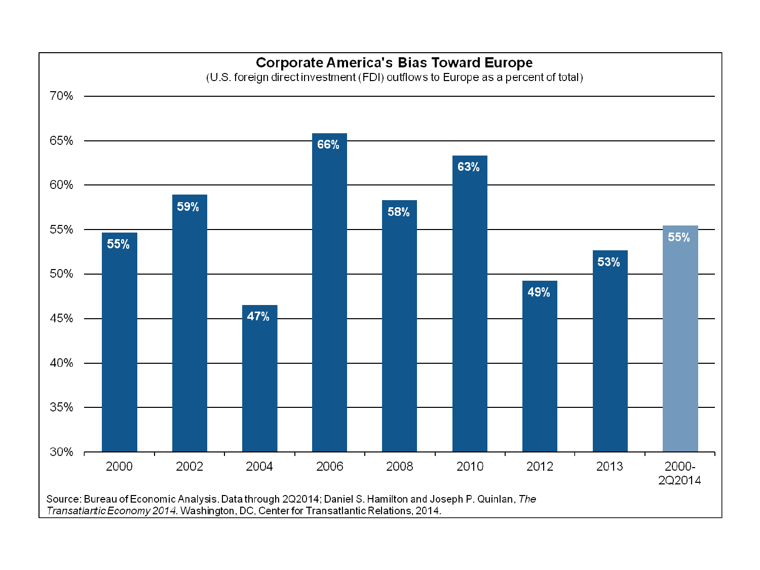## Corporate America's Bias Toward Europe

(U.S. foreign direct investment (FDI) outflows to Europe as a percent of total)

| Year | Percent |
| --- | --- |
| 2000 | 55% |
| 2002 | 59% |
| 2004 | 47% |
| 2006 | 66% |
| 2008 | 58% |
| 2010 | 63% |
| 2012 | 49% |
| 2013 | 53% |
| 2000-2Q2014 | 55% |

Source: Bureau of Economic Analysis. Data through 2Q2014; Daniel S. Hamilton and Joseph P. Quinlan, *The Transatlantic Economy 2014*. Washington, DC, Center for Transatlantic Relations, 2014.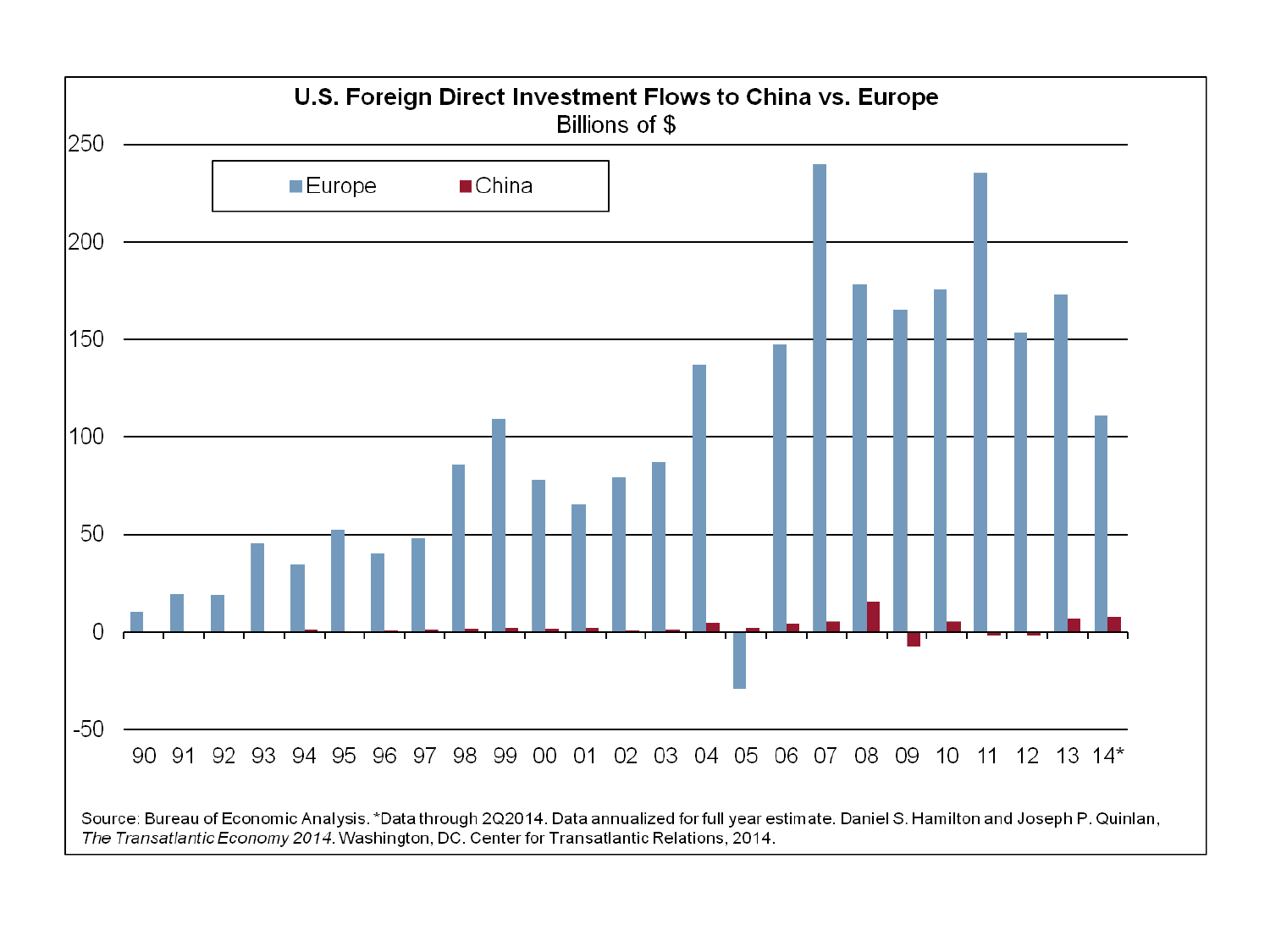**U.S. Foreign Direct Investment Flows to China vs. Europe**

Billions of $

Source: Bureau of Economic Analysis. *Data through 2Q2014. Data annualized for full year estimate. Daniel S. Hamilton and Joseph P. Quinlan, *The Transatlantic Economy 2014*. Washington, DC. Center for Transatlantic Relations, 2014.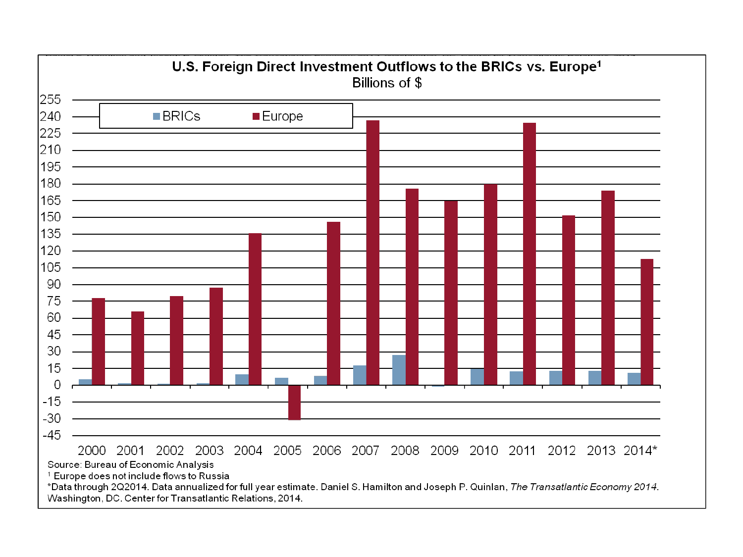## U.S. Foreign Direct Investment Outflows to the BRICs vs. Europe[1]

Billions of $

Source: Bureau of Economic Analysis

[1] Europe does not include flows to Russia

*Data through 2Q2014. Data annualized for full year estimate. Daniel S. Hamilton and Joseph P. Quinlan, *The Transatlantic Economy 2014*. Washington, DC. Center for Transatlantic Relations, 2014.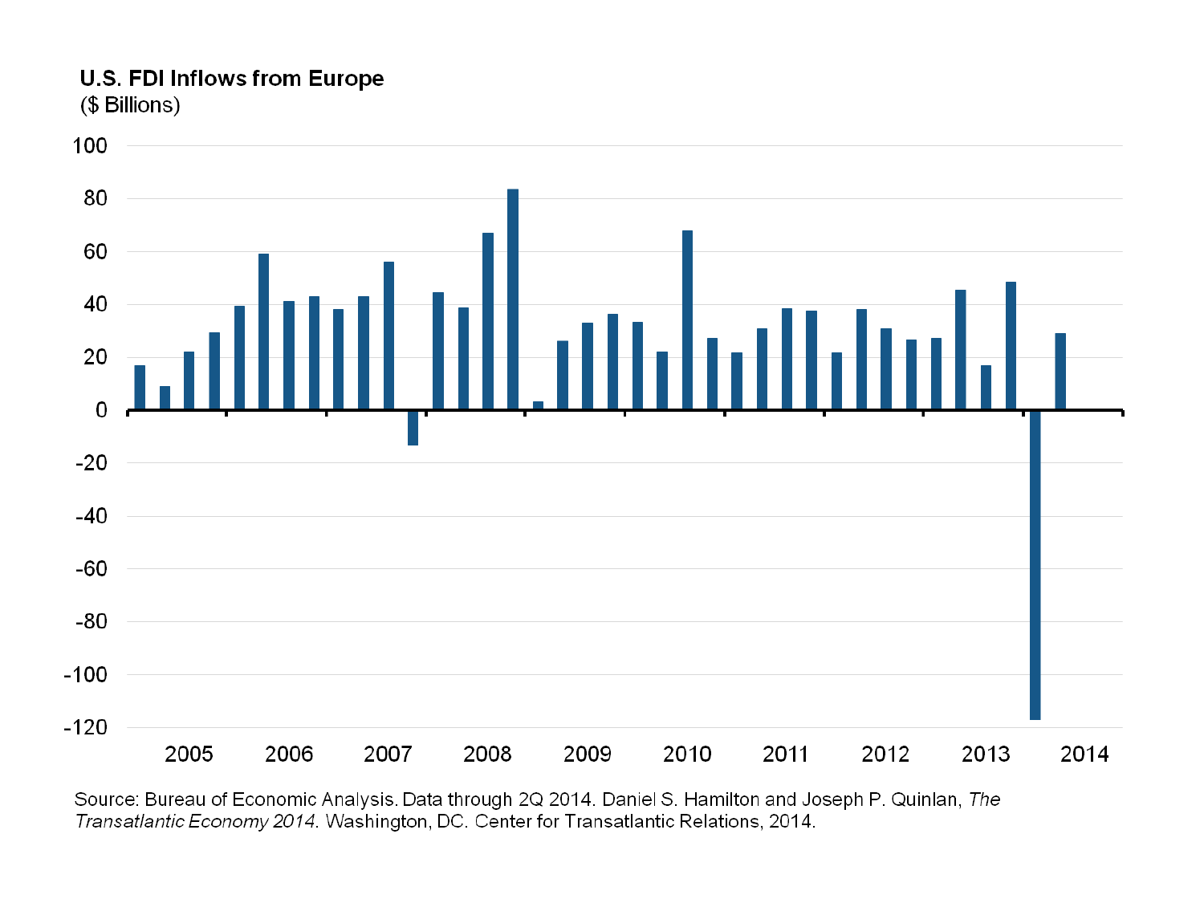**U.S. FDI Inflows from Europe**
($ Billions)

Source: Bureau of Economic Analysis. Data through 2Q 2014. Daniel S. Hamilton and Joseph P. Quinlan, *The Transatlantic Economy 2014*. Washington, DC. Center for Transatlantic Relations, 2014.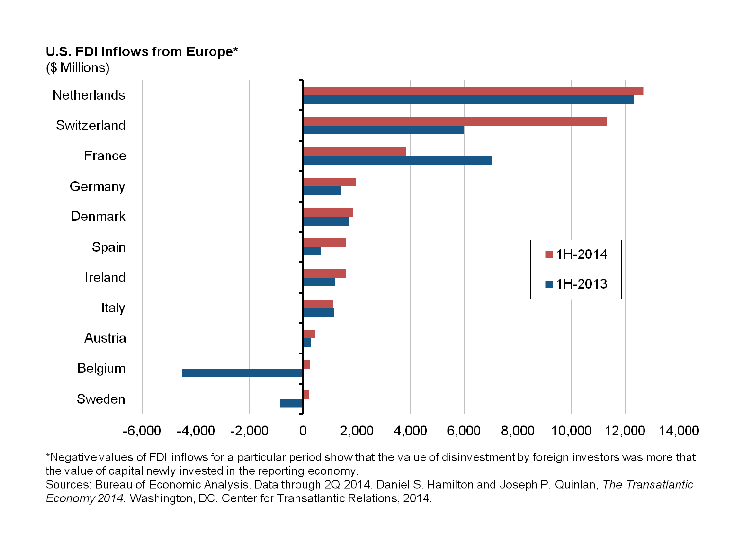**U.S. FDI Inflows from Europe***
($ Millions)

| Country | 1H-2014 | 1H-2013 |
|---|---|---|
| Netherlands | | |
| Switzerland | | |
| France | | |
| Germany | | |
| Denmark | | |
| Spain | | |
| Ireland | | |
| Italy | | |
| Austria | | |
| Belgium | | |
| Sweden | | |

-6,000 -4,000 -2,000 0 2,000 4,000 6,000 8,000 10,000 12,000 14,000

*Negative values of FDI inflows for a particular period show that the value of disinvestment by foreign investors was more that the value of capital newly invested in the reporting economy.
Sources: Bureau of Economic Analysis. Data through 2Q 2014. Daniel S. Hamilton and Joseph P. Quinlan, *The Transatlantic Economy 2014*. Washington, DC. Center for Transatlantic Relations, 2014.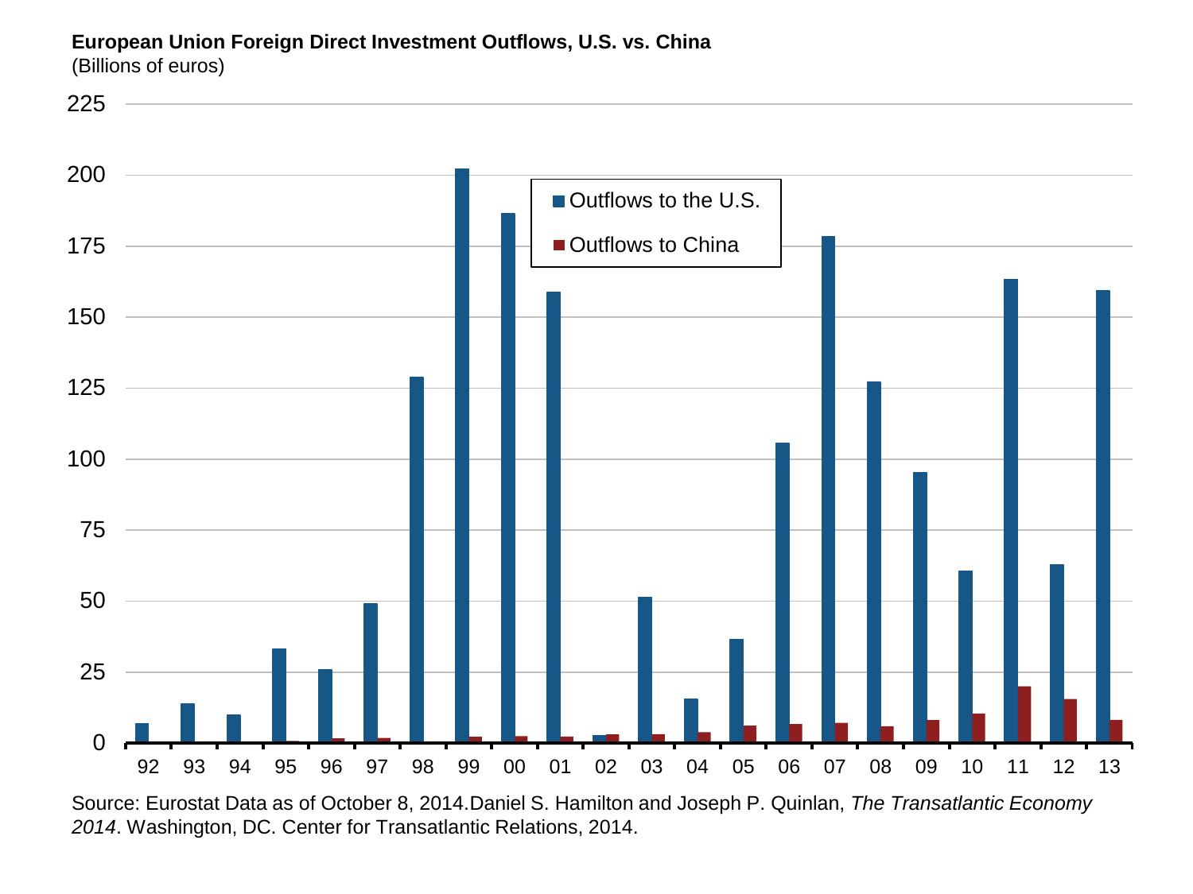**European Union Foreign Direct Investment Outflows, U.S. vs. China**
(Billions of euros)

Source: Eurostat Data as of October 8, 2014.Daniel S. Hamilton and Joseph P. Quinlan, *The Transatlantic Economy 2014*. Washington, DC. Center for Transatlantic Relations, 2014.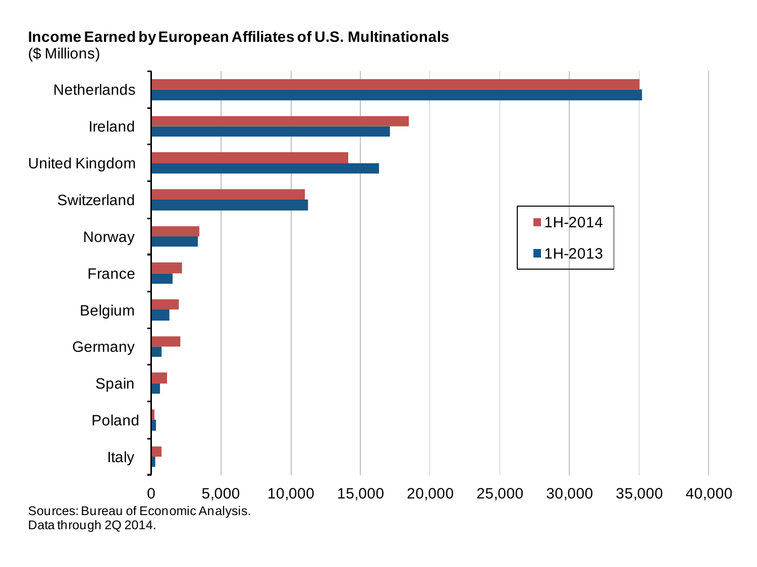**Income Earned by European Affiliates of U.S. Multinationals**
($ Millions)

Netherlands
Ireland
United Kingdom
Switzerland
Norway
France
Belgium
Germany
Spain
Poland
Italy

1H-2014
1H-2013

0 5,000 10,000 15,000 20,000 25,000 30,000 35,000 40,000

Sources: Bureau of Economic Analysis.
Data through 2Q 2014.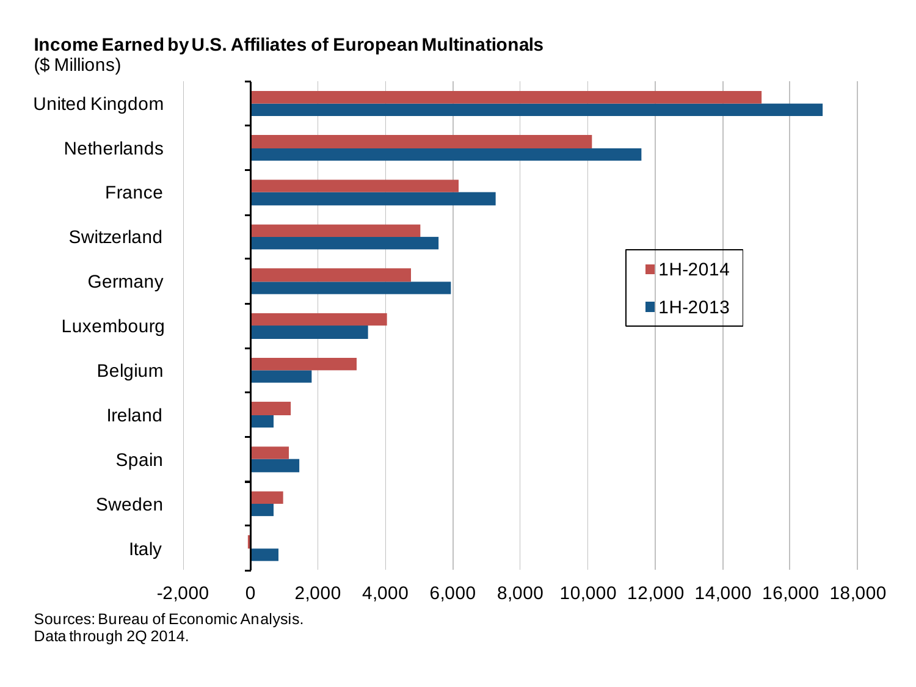**Income Earned by U.S. Affiliates of European Multinationals**
($ Millions)

| Country | 1H-2014 | 1H-2013 |
|---|---|---|
| United Kingdom | | |
| Netherlands | | |
| France | | |
| Switzerland | | |
| Germany | | |
| Luxembourg | | |
| Belgium | | |
| Ireland | | |
| Spain | | |
| Sweden | | |
| Italy | | |

Sources: Bureau of Economic Analysis.
Data through 2Q 2014.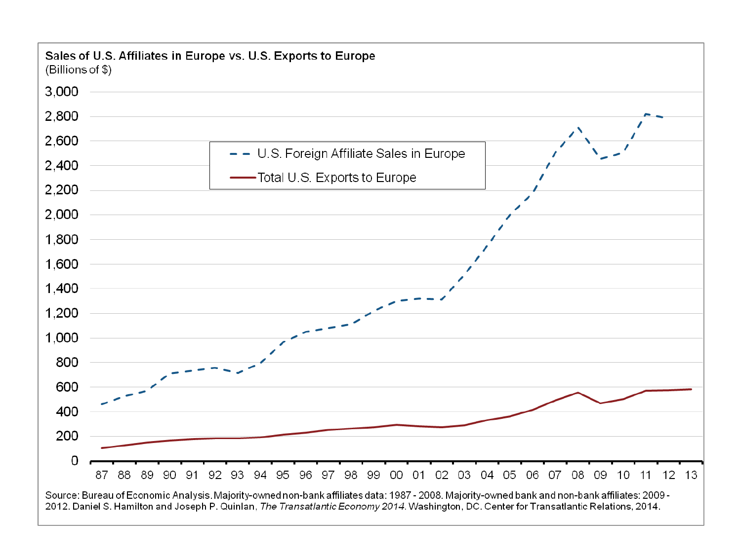**Sales of U.S. Affiliates in Europe vs. U.S. Exports to Europe**
(Billions of $)

- U.S. Foreign Affiliate Sales in Europe
- Total U.S. Exports to Europe

Source: Bureau of Economic Analysis. Majority-owned non-bank affiliates data: 1987 - 2008. Majority-owned bank and non-bank affiliates: 2009 - 2012. Daniel S. Hamilton and Joseph P. Quinlan, *The Transatlantic Economy 2014*. Washington, DC. Center for Transatlantic Relations, 2014.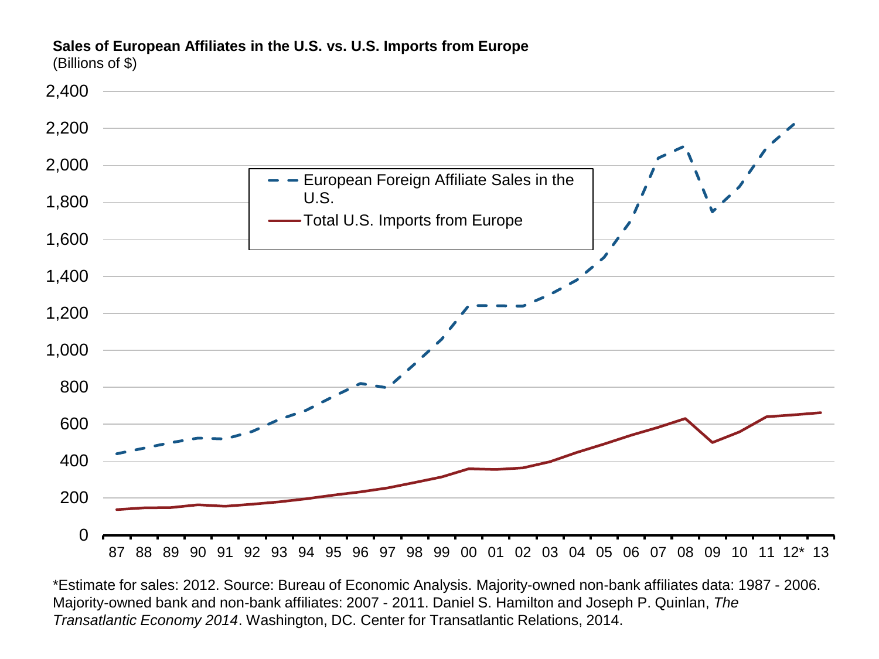**Sales of European Affiliates in the U.S. vs. U.S. Imports from Europe**
(Billions of $)

*Estimate for sales: 2012. Source: Bureau of Economic Analysis. Majority-owned non-bank affiliates data: 1987 - 2006. Majority-owned bank and non-bank affiliates: 2007 - 2011. Daniel S. Hamilton and Joseph P. Quinlan, *The Transatlantic Economy 2014*. Washington, DC. Center for Transatlantic Relations, 2014.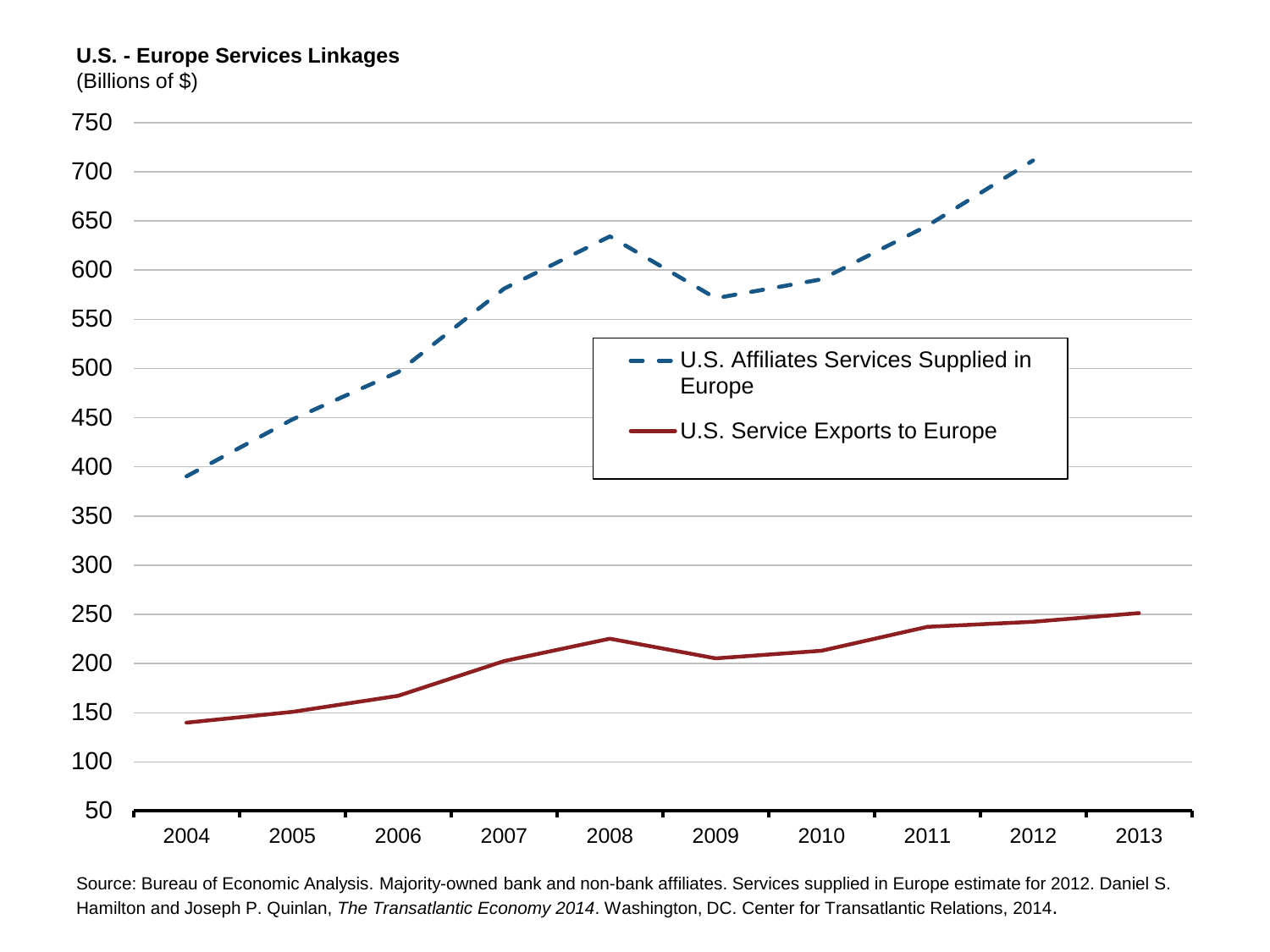**U.S. - Europe Services Linkages**
(Billions of $)

Source: Bureau of Economic Analysis. Majority-owned bank and non-bank affiliates. Services supplied in Europe estimate for 2012. Daniel S. Hamilton and Joseph P. Quinlan, *The Transatlantic Economy 2014*. Washington, DC. Center for Transatlantic Relations, 2014.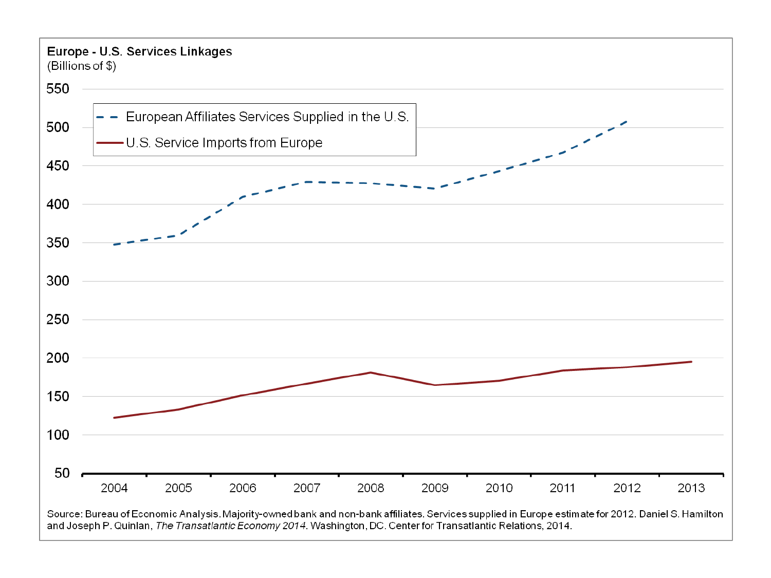**Europe - U.S. Services Linkages**
(Billions of $)

- European Affiliates Services Supplied in the U.S.
- U.S. Service Imports from Europe

Source: Bureau of Economic Analysis. Majority-owned bank and non-bank affiliates. Services supplied in Europe estimate for 2012. Daniel S. Hamilton and Joseph P. Quinlan, *The Transatlantic Economy 2014*. Washington, DC. Center for Transatlantic Relations, 2014.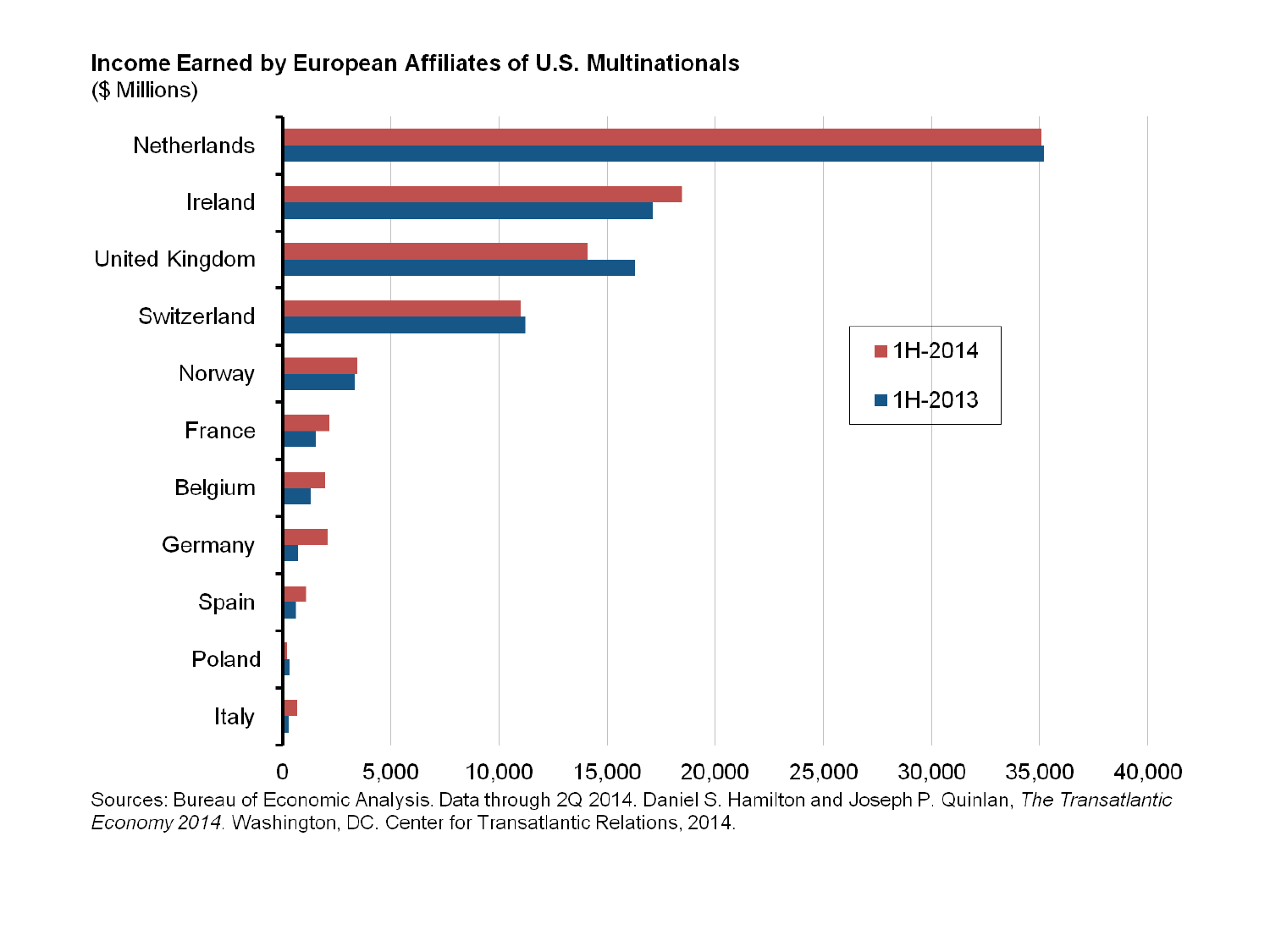**Income Earned by European Affiliates of U.S. Multinationals**
($ Millions)

Sources: Bureau of Economic Analysis. Data through 2Q 2014. Daniel S. Hamilton and Joseph P. Quinlan, *The Transatlantic Economy 2014*. Washington, DC. Center for Transatlantic Relations, 2014.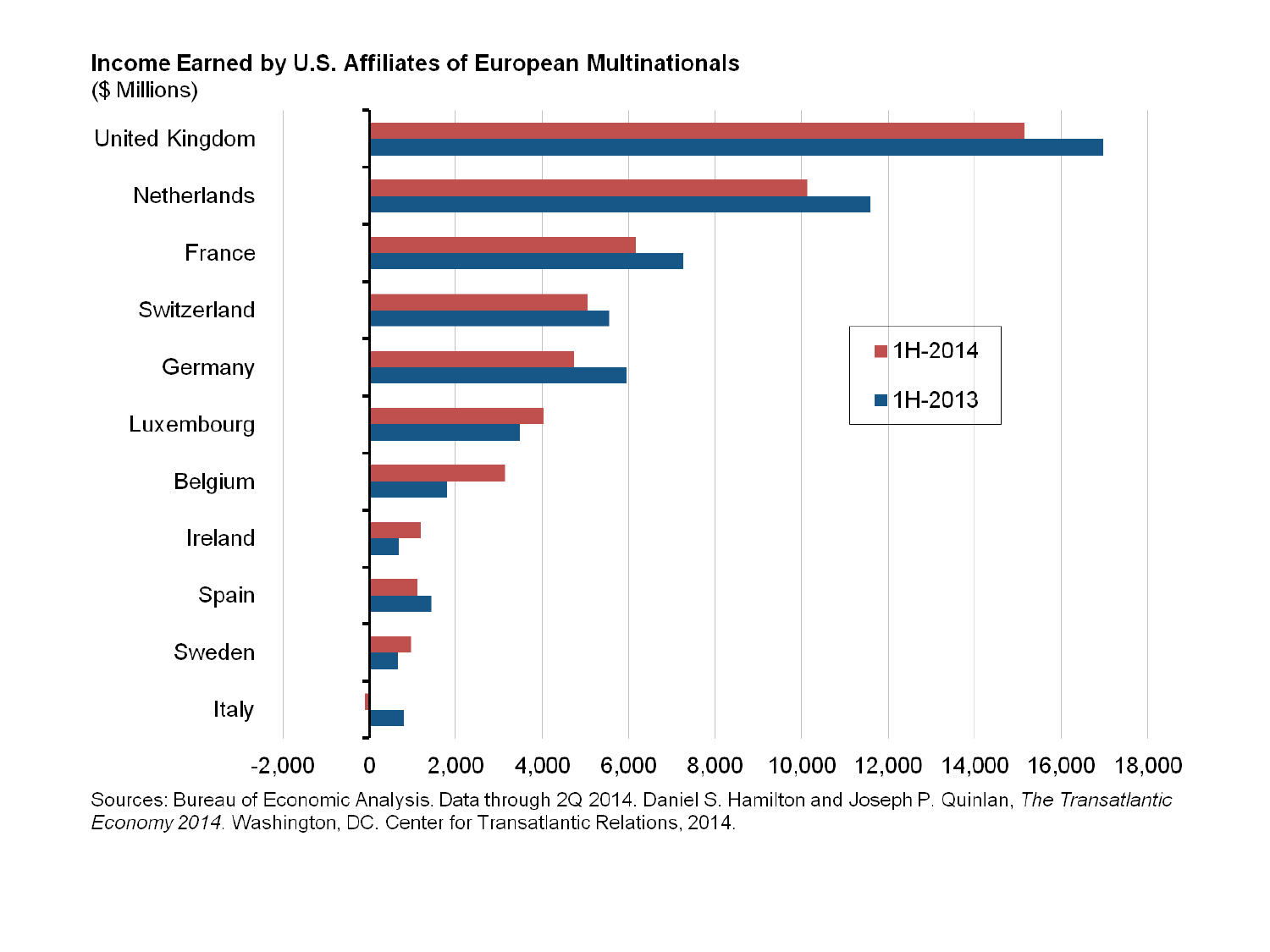**Income Earned by U.S. Affiliates of European Multinationals**
($ Millions)

United Kingdom
Netherlands
France
Switzerland
Germany
Luxembourg
Belgium
Ireland
Spain
Sweden
Italy

1H-2014
1H-2013

-2,000 0 2,000 4,000 6,000 8,000 10,000 12,000 14,000 16,000 18,000

Sources: Bureau of Economic Analysis. Data through 2Q 2014. Daniel S. Hamilton and Joseph P. Quinlan, *The Transatlantic Economy 2014*. Washington, DC. Center for Transatlantic Relations, 2014.